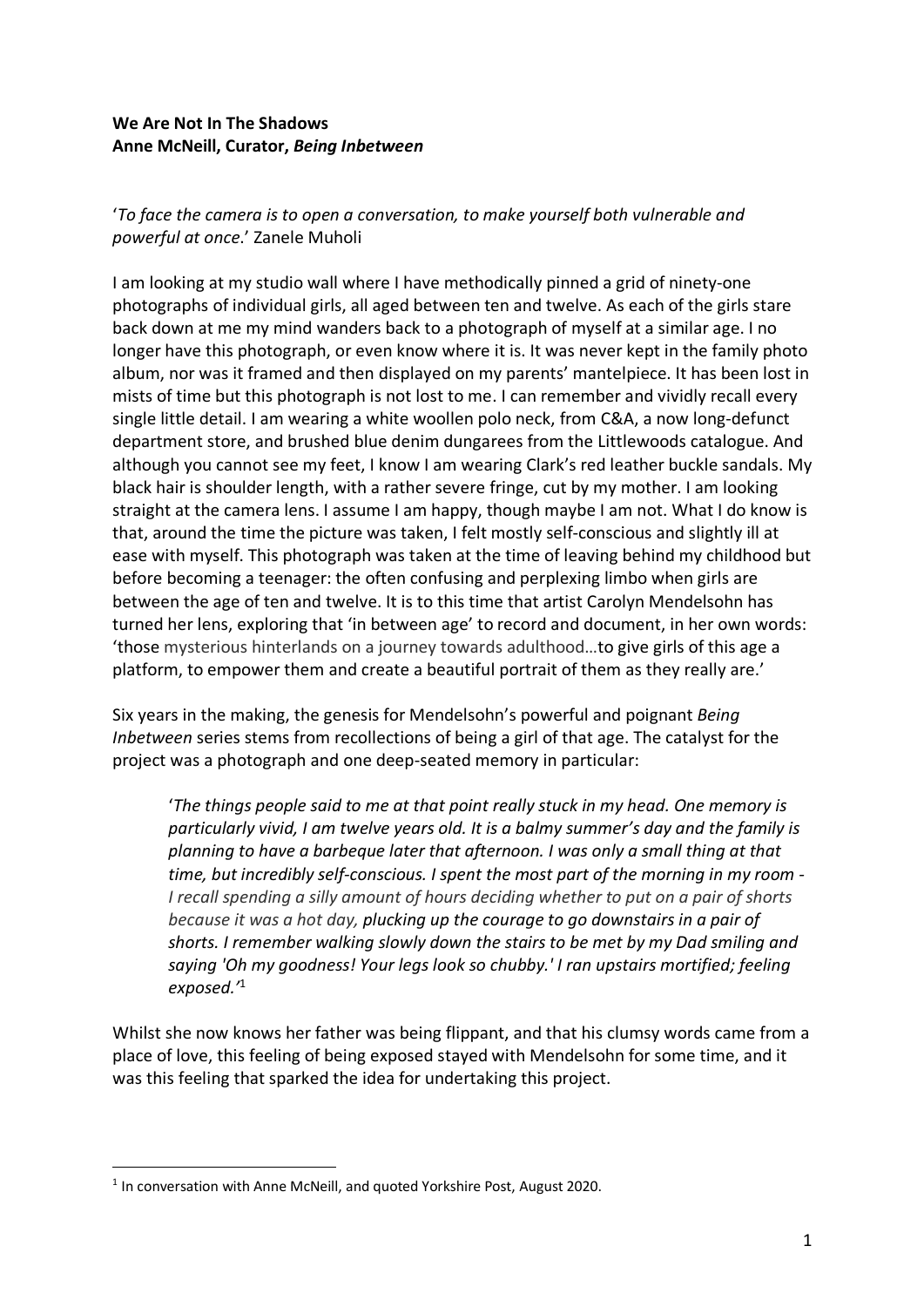**We Are Not In The Shadows**
**Anne McNeill, Curator, *Being Inbetween***

'*To face the camera is to open a conversation, to make yourself both vulnerable and powerful at once*.' Zanele Muholi

I am looking at my studio wall where I have methodically pinned a grid of ninety-one photographs of individual girls, all aged between ten and twelve. As each of the girls stare back down at me my mind wanders back to a photograph of myself at a similar age. I no longer have this photograph, or even know where it is. It was never kept in the family photo album, nor was it framed and then displayed on my parents' mantelpiece. It has been lost in mists of time but this photograph is not lost to me. I can remember and vividly recall every single little detail. I am wearing a white woollen polo neck, from C&A, a now long-defunct department store, and brushed blue denim dungarees from the Littlewoods catalogue. And although you cannot see my feet, I know I am wearing Clark's red leather buckle sandals. My black hair is shoulder length, with a rather severe fringe, cut by my mother. I am looking straight at the camera lens. I assume I am happy, though maybe I am not. What I do know is that, around the time the picture was taken, I felt mostly self-conscious and slightly ill at ease with myself. This photograph was taken at the time of leaving behind my childhood but before becoming a teenager: the often confusing and perplexing limbo when girls are between the age of ten and twelve. It is to this time that artist Carolyn Mendelsohn has turned her lens, exploring that 'in between age' to record and document, in her own words: 'those mysterious hinterlands on a journey towards adulthood…to give girls of this age a platform, to empower them and create a beautiful portrait of them as they really are.'

Six years in the making, the genesis for Mendelsohn's powerful and poignant *Being Inbetween* series stems from recollections of being a girl of that age. The catalyst for the project was a photograph and one deep-seated memory in particular:

> '*The things people said to me at that point really stuck in my head. One memory is particularly vivid, I am twelve years old. It is a balmy summer's day and the family is planning to have a barbeque later that afternoon. I was only a small thing at that time, but incredibly self-conscious. I spent the most part of the morning in my room - I recall spending a silly amount of hours deciding whether to put on a pair of shorts because it was a hot day, plucking up the courage to go downstairs in a pair of shorts. I remember walking slowly down the stairs to be met by my Dad smiling and saying 'Oh my goodness! Your legs look so chubby.' I ran upstairs mortified; feeling exposed.'*[1]

Whilst she now knows her father was being flippant, and that his clumsy words came from a place of love, this feeling of being exposed stayed with Mendelsohn for some time, and it was this feeling that sparked the idea for undertaking this project.

---

[1] In conversation with Anne McNeill, and quoted Yorkshire Post, August 2020.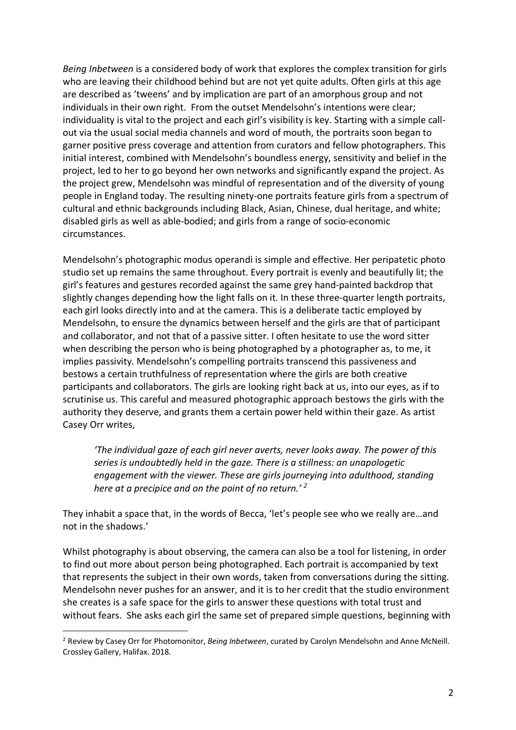*Being Inbetween* is a considered body of work that explores the complex transition for girls who are leaving their childhood behind but are not yet quite adults. Often girls at this age are described as 'tweens' and by implication are part of an amorphous group and not individuals in their own right. From the outset Mendelsohn's intentions were clear; individuality is vital to the project and each girl's visibility is key. Starting with a simple call-out via the usual social media channels and word of mouth, the portraits soon began to garner positive press coverage and attention from curators and fellow photographers. This initial interest, combined with Mendelsohn's boundless energy, sensitivity and belief in the project, led to her to go beyond her own networks and significantly expand the project. As the project grew, Mendelsohn was mindful of representation and of the diversity of young people in England today. The resulting ninety-one portraits feature girls from a spectrum of cultural and ethnic backgrounds including Black, Asian, Chinese, dual heritage, and white; disabled girls as well as able-bodied; and girls from a range of socio-economic circumstances.

Mendelsohn's photographic modus operandi is simple and effective. Her peripatetic photo studio set up remains the same throughout. Every portrait is evenly and beautifully lit; the girl's features and gestures recorded against the same grey hand-painted backdrop that slightly changes depending how the light falls on it. In these three-quarter length portraits, each girl looks directly into and at the camera. This is a deliberate tactic employed by Mendelsohn, to ensure the dynamics between herself and the girls are that of participant and collaborator, and not that of a passive sitter. I often hesitate to use the word sitter when describing the person who is being photographed by a photographer as, to me, it implies passivity. Mendelsohn's compelling portraits transcend this passiveness and bestows a certain truthfulness of representation where the girls are both creative participants and collaborators. The girls are looking right back at us, into our eyes, as if to scrutinise us. This careful and measured photographic approach bestows the girls with the authority they deserve, and grants them a certain power held within their gaze. As artist Casey Orr writes,

> *'The individual gaze of each girl never averts, never looks away. The power of this series is undoubtedly held in the gaze. There is a stillness: an unapologetic engagement with the viewer. These are girls journeying into adulthood, standing here at a precipice and on the point of no return.'* [2]

They inhabit a space that, in the words of Becca, 'let's people see who we really are…and not in the shadows.'

Whilst photography is about observing, the camera can also be a tool for listening, in order to find out more about person being photographed. Each portrait is accompanied by text that represents the subject in their own words, taken from conversations during the sitting. Mendelsohn never pushes for an answer, and it is to her credit that the studio environment she creates is a safe space for the girls to answer these questions with total trust and without fears. She asks each girl the same set of prepared simple questions, beginning with

---

[2] Review by Casey Orr for Photomonitor, *Being Inbetween*, curated by Carolyn Mendelsohn and Anne McNeill. Crossley Gallery, Halifax. 2018.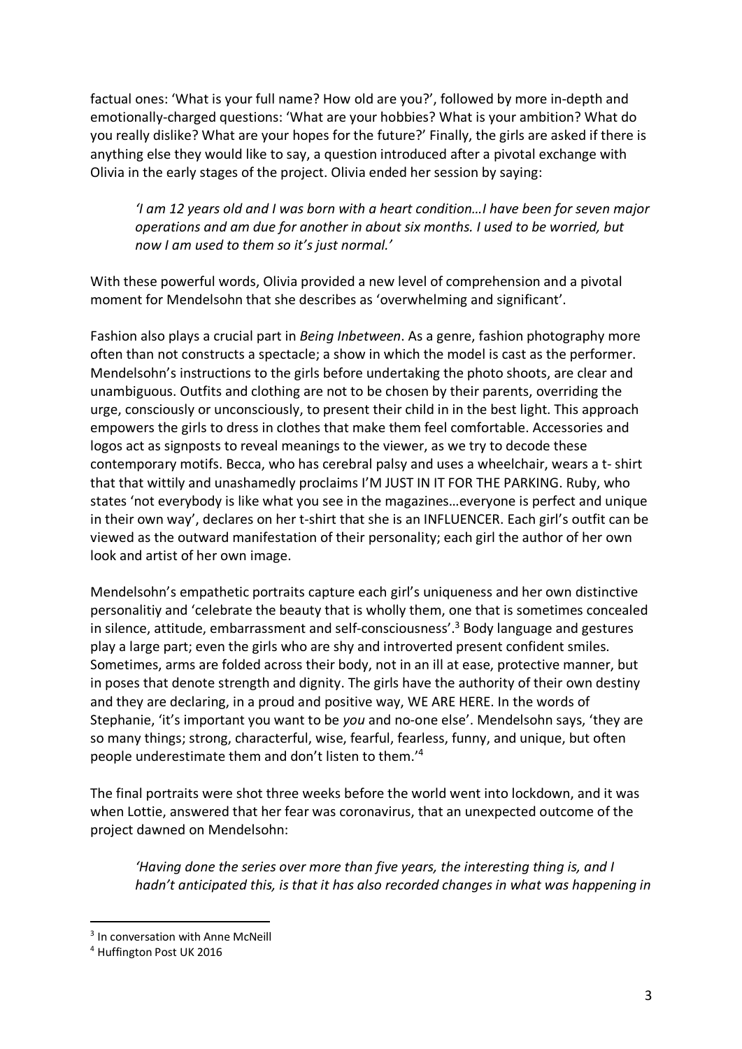factual ones: 'What is your full name? How old are you?', followed by more in-depth and emotionally-charged questions: 'What are your hobbies? What is your ambition? What do you really dislike? What are your hopes for the future?' Finally, the girls are asked if there is anything else they would like to say, a question introduced after a pivotal exchange with Olivia in the early stages of the project. Olivia ended her session by saying:

> *'I am 12 years old and I was born with a heart condition…I have been for seven major operations and am due for another in about six months. I used to be worried, but now I am used to them so it's just normal.'*

With these powerful words, Olivia provided a new level of comprehension and a pivotal moment for Mendelsohn that she describes as 'overwhelming and significant'.

Fashion also plays a crucial part in *Being Inbetween*. As a genre, fashion photography more often than not constructs a spectacle; a show in which the model is cast as the performer. Mendelsohn's instructions to the girls before undertaking the photo shoots, are clear and unambiguous. Outfits and clothing are not to be chosen by their parents, overriding the urge, consciously or unconsciously, to present their child in in the best light. This approach empowers the girls to dress in clothes that make them feel comfortable. Accessories and logos act as signposts to reveal meanings to the viewer, as we try to decode these contemporary motifs. Becca, who has cerebral palsy and uses a wheelchair, wears a t- shirt that that wittily and unashamedly proclaims I'M JUST IN IT FOR THE PARKING. Ruby, who states 'not everybody is like what you see in the magazines…everyone is perfect and unique in their own way', declares on her t-shirt that she is an INFLUENCER. Each girl's outfit can be viewed as the outward manifestation of their personality; each girl the author of her own look and artist of her own image.

Mendelsohn's empathetic portraits capture each girl's uniqueness and her own distinctive personalitiy and 'celebrate the beauty that is wholly them, one that is sometimes concealed in silence, attitude, embarrassment and self-consciousness'.[3] Body language and gestures play a large part; even the girls who are shy and introverted present confident smiles. Sometimes, arms are folded across their body, not in an ill at ease, protective manner, but in poses that denote strength and dignity. The girls have the authority of their own destiny and they are declaring, in a proud and positive way, WE ARE HERE. In the words of Stephanie, 'it's important you want to be *you* and no-one else'. Mendelsohn says, 'they are so many things; strong, characterful, wise, fearful, fearless, funny, and unique, but often people underestimate them and don't listen to them.'[4]

The final portraits were shot three weeks before the world went into lockdown, and it was when Lottie, answered that her fear was coronavirus, that an unexpected outcome of the project dawned on Mendelsohn:

> *'Having done the series over more than five years, the interesting thing is, and I hadn't anticipated this, is that it has also recorded changes in what was happening in*

[3] In conversation with Anne McNeill

[4] Huffington Post UK 2016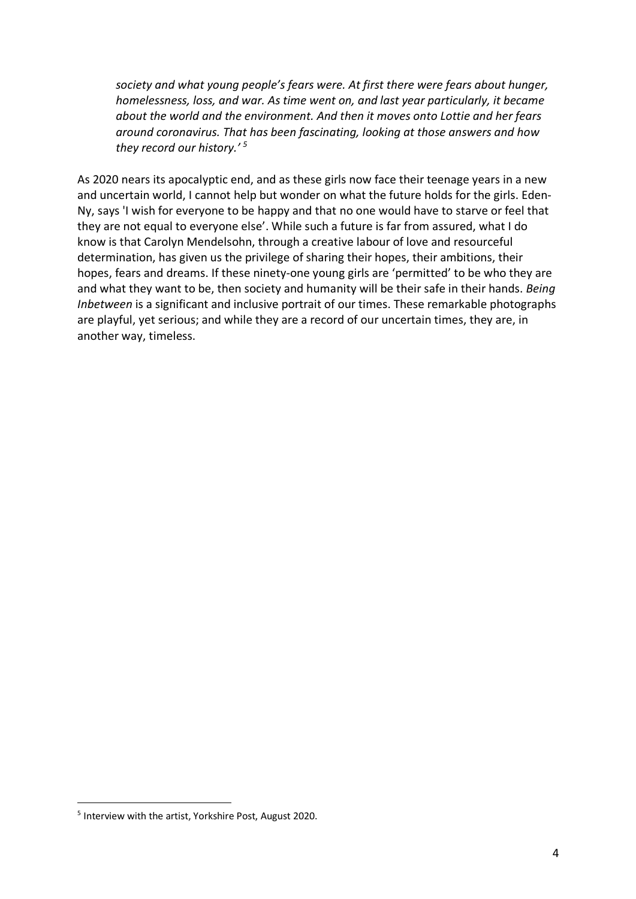*society and what young people's fears were. At first there were fears about hunger, homelessness, loss, and war. As time went on, and last year particularly, it became about the world and the environment. And then it moves onto Lottie and her fears around coronavirus. That has been fascinating, looking at those answers and how they record our history.'* [5]

As 2020 nears its apocalyptic end, and as these girls now face their teenage years in a new and uncertain world, I cannot help but wonder on what the future holds for the girls. Eden-Ny, says 'I wish for everyone to be happy and that no one would have to starve or feel that they are not equal to everyone else'. While such a future is far from assured, what I do know is that Carolyn Mendelsohn, through a creative labour of love and resourceful determination, has given us the privilege of sharing their hopes, their ambitions, their hopes, fears and dreams. If these ninety-one young girls are 'permitted' to be who they are and what they want to be, then society and humanity will be their safe in their hands. *Being Inbetween* is a significant and inclusive portrait of our times. These remarkable photographs are playful, yet serious; and while they are a record of our uncertain times, they are, in another way, timeless.

---

[5] Interview with the artist, Yorkshire Post, August 2020.